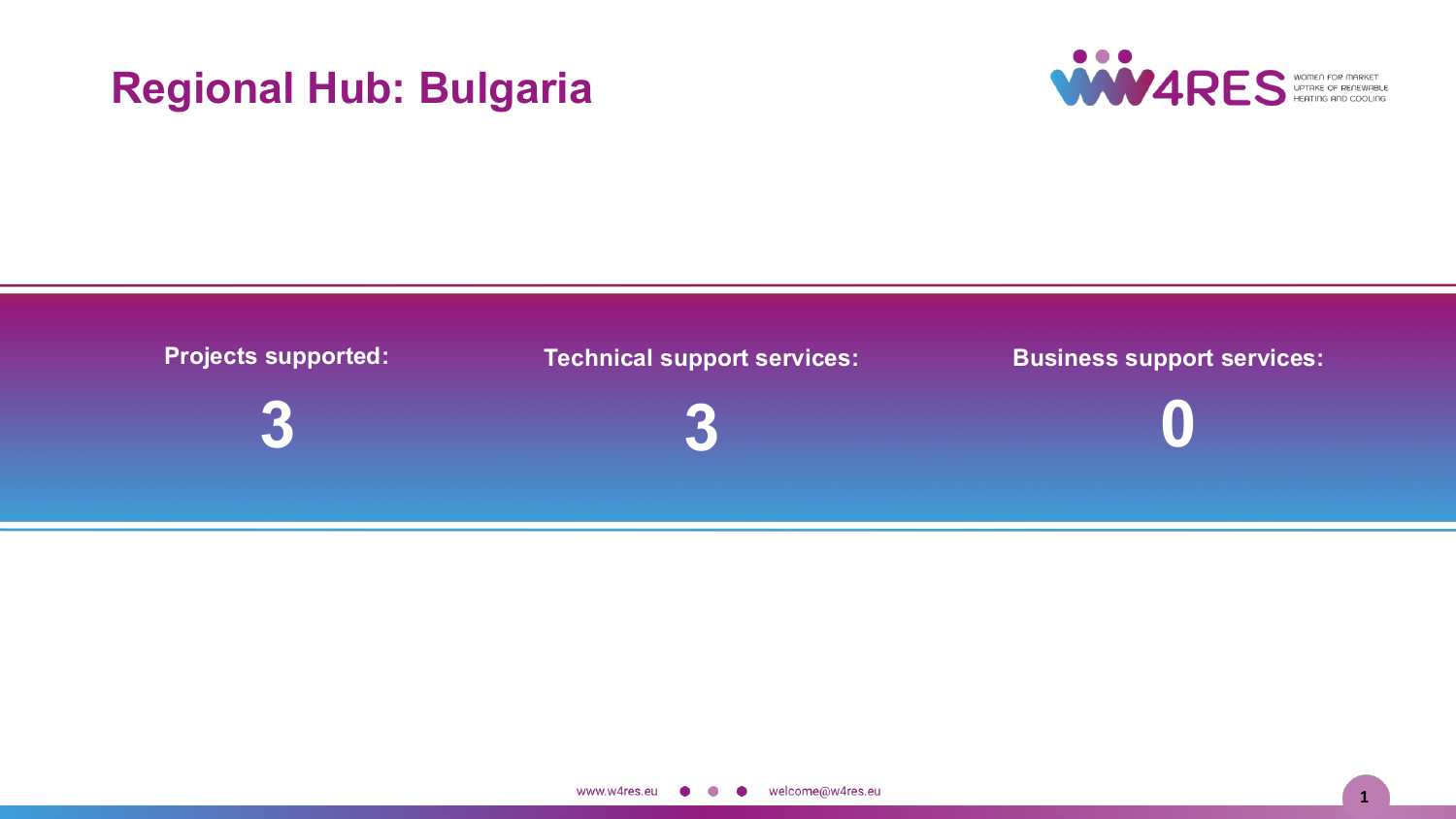# Regional Hub: Bulgaria

| Projects supported: | Technical support services: | Business support services: |
| --- | --- | --- |
| **3** | **3** | **0** |

www.w4res.eu welcome@w4res.eu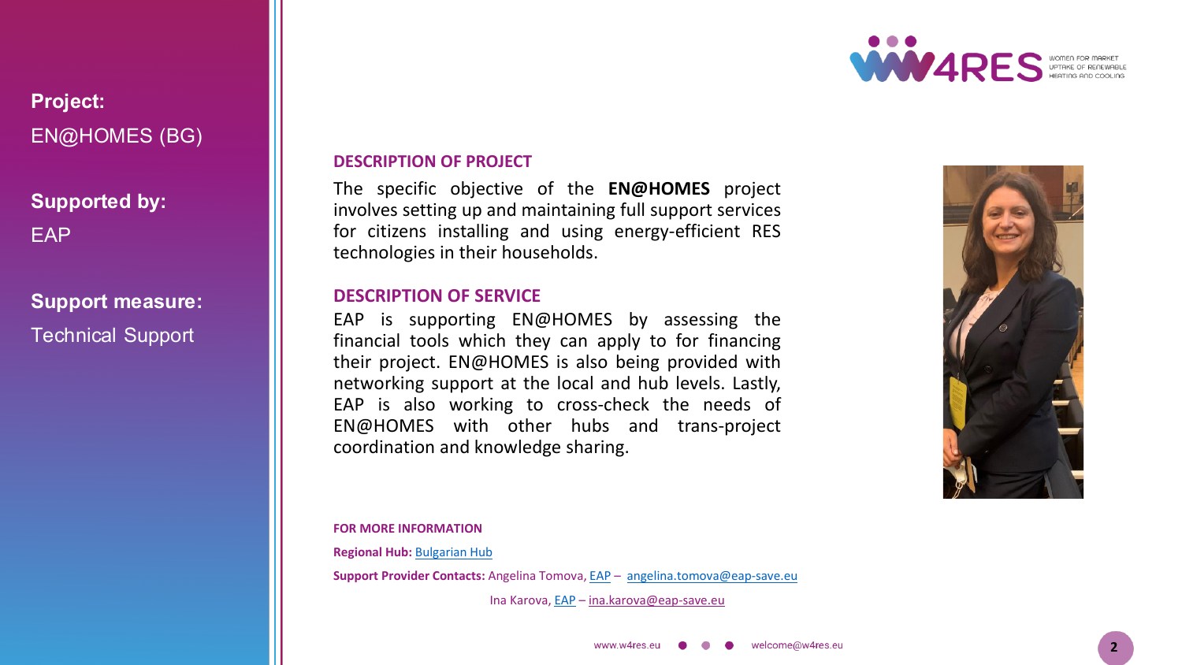**Project:**
EN@HOMES (BG)

**Supported by:**
EAP

**Support measure:**
Technical Support

## DESCRIPTION OF PROJECT

The specific objective of the **EN@HOMES** project involves setting up and maintaining full support services for citizens installing and using energy-efficient RES technologies in their households.

## DESCRIPTION OF SERVICE

EAP is supporting EN@HOMES by assessing the financial tools which they can apply to for financing their project. EN@HOMES is also being provided with networking support at the local and hub levels. Lastly, EAP is also working to cross-check the needs of EN@HOMES with other hubs and trans-project coordination and knowledge sharing.

**FOR MORE INFORMATION**

**Regional Hub:** Bulgarian Hub

**Support Provider Contacts:** Angelina Tomova, EAP – angelina.tomova@eap-save.eu

Ina Karova, EAP – ina.karova@eap-save.eu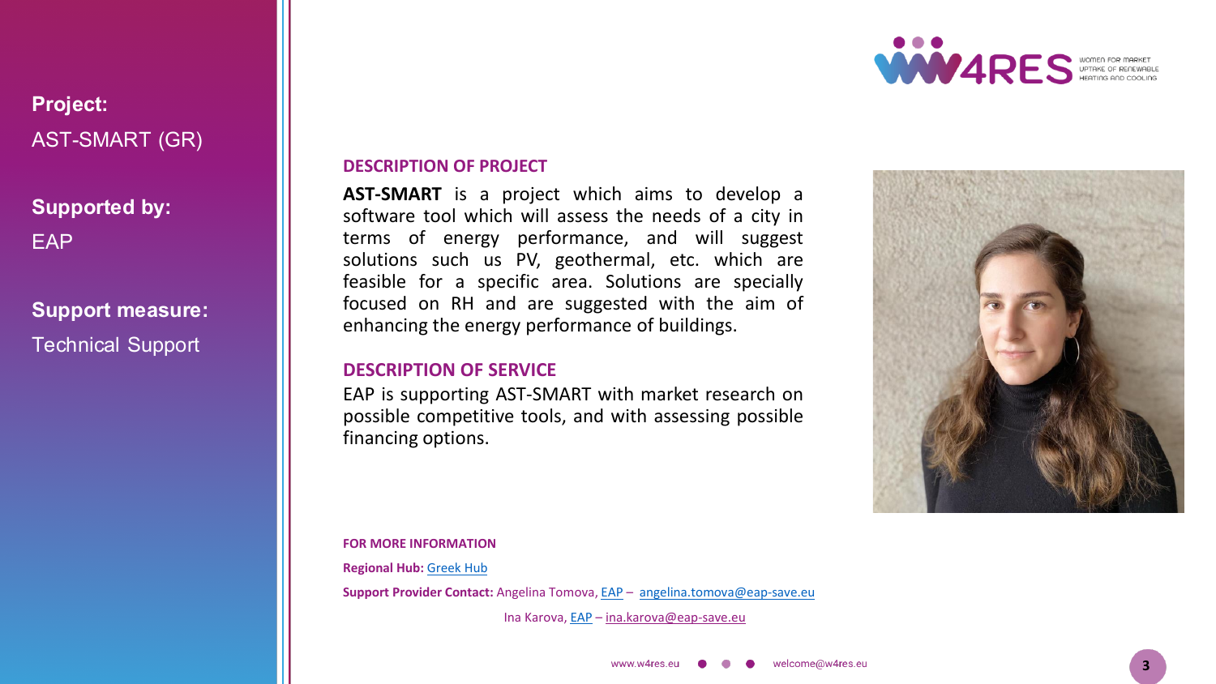**Project:**
AST-SMART (GR)

**Supported by:**
EAP

**Support measure:**
Technical Support

## DESCRIPTION OF PROJECT

**AST-SMART** is a project which aims to develop a software tool which will assess the needs of a city in terms of energy performance, and will suggest solutions such us PV, geothermal, etc. which are feasible for a specific area. Solutions are specially focused on RH and are suggested with the aim of enhancing the energy performance of buildings.

## DESCRIPTION OF SERVICE

EAP is supporting AST-SMART with market research on possible competitive tools, and with assessing possible financing options.

**FOR MORE INFORMATION**

**Regional Hub:** Greek Hub

**Support Provider Contact:** Angelina Tomova, EAP – angelina.tomova@eap-save.eu

Ina Karova, EAP – ina.karova@eap-save.eu

www.w4res.eu welcome@w4res.eu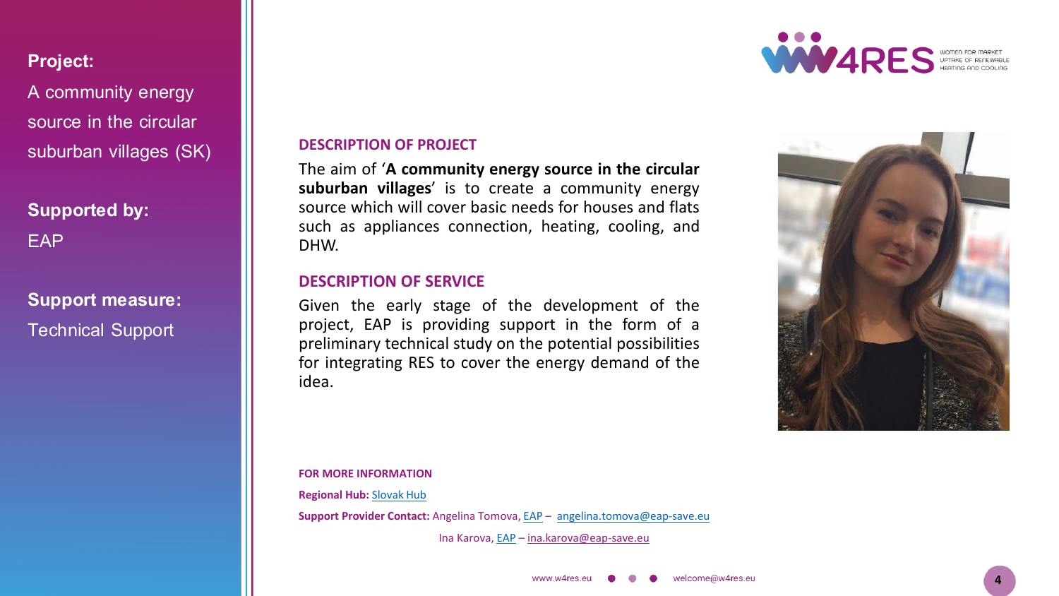**Project:**

A community energy source in the circular suburban villages (SK)

**Supported by:**

EAP

**Support measure:**

Technical Support

## DESCRIPTION OF PROJECT

The aim of '**A community energy source in the circular suburban villages**' is to create a community energy source which will cover basic needs for houses and flats such as appliances connection, heating, cooling, and DHW.

## DESCRIPTION OF SERVICE

Given the early stage of the development of the project, EAP is providing support in the form of a preliminary technical study on the potential possibilities for integrating RES to cover the energy demand of the idea.

**FOR MORE INFORMATION**

**Regional Hub:** Slovak Hub

**Support Provider Contact:** Angelina Tomova, EAP – angelina.tomova@eap-save.eu

Ina Karova, EAP – ina.karova@eap-save.eu

www.w4res.eu welcome@w4res.eu